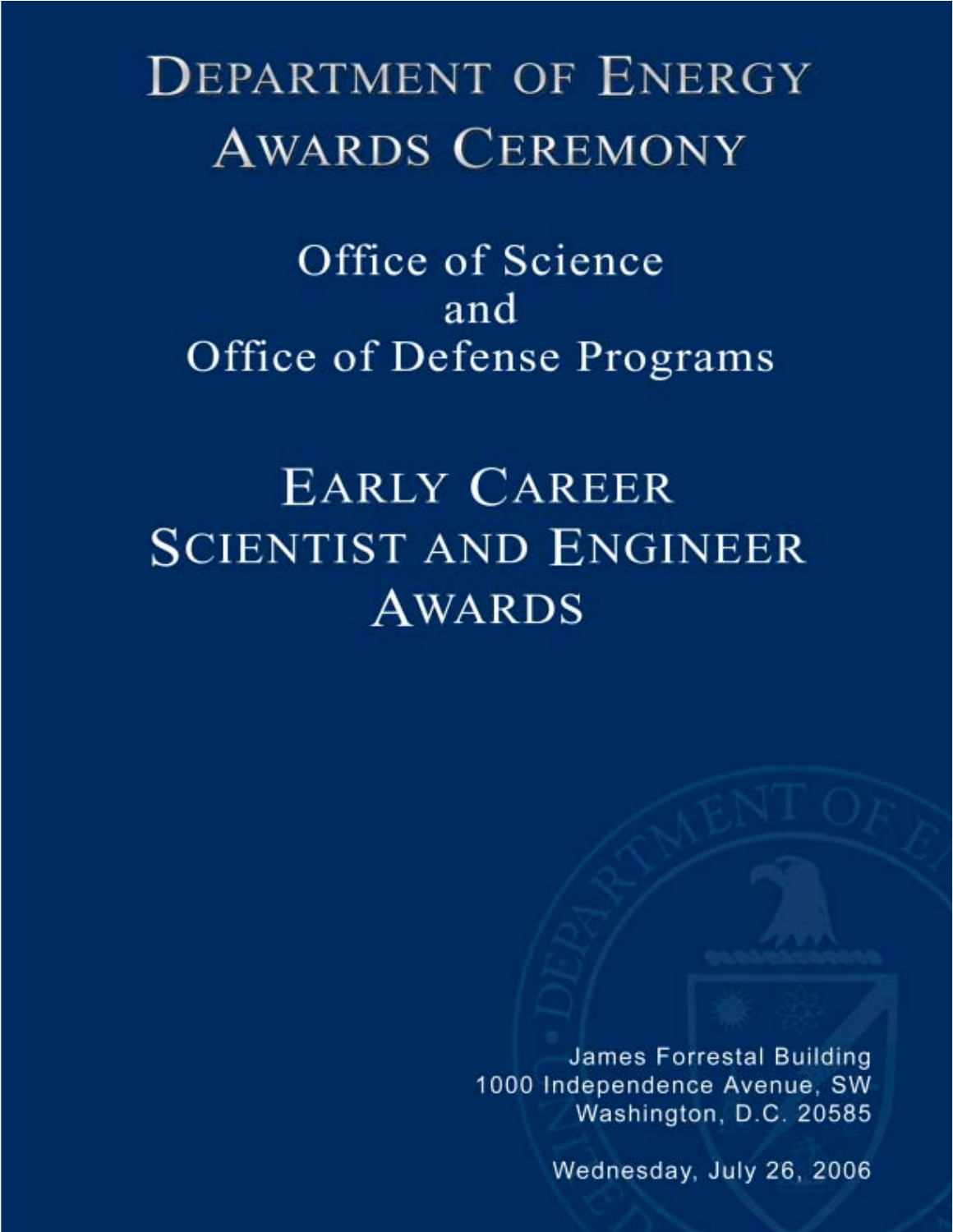# Department of Energy Awards Ceremony

## Office of Science and Office of Defense Programs

# Early Career Scientist and Engineer Awards

James Forrestal Building
1000 Independence Avenue, SW
Washington, D.C. 20585

Wednesday, July 26, 2006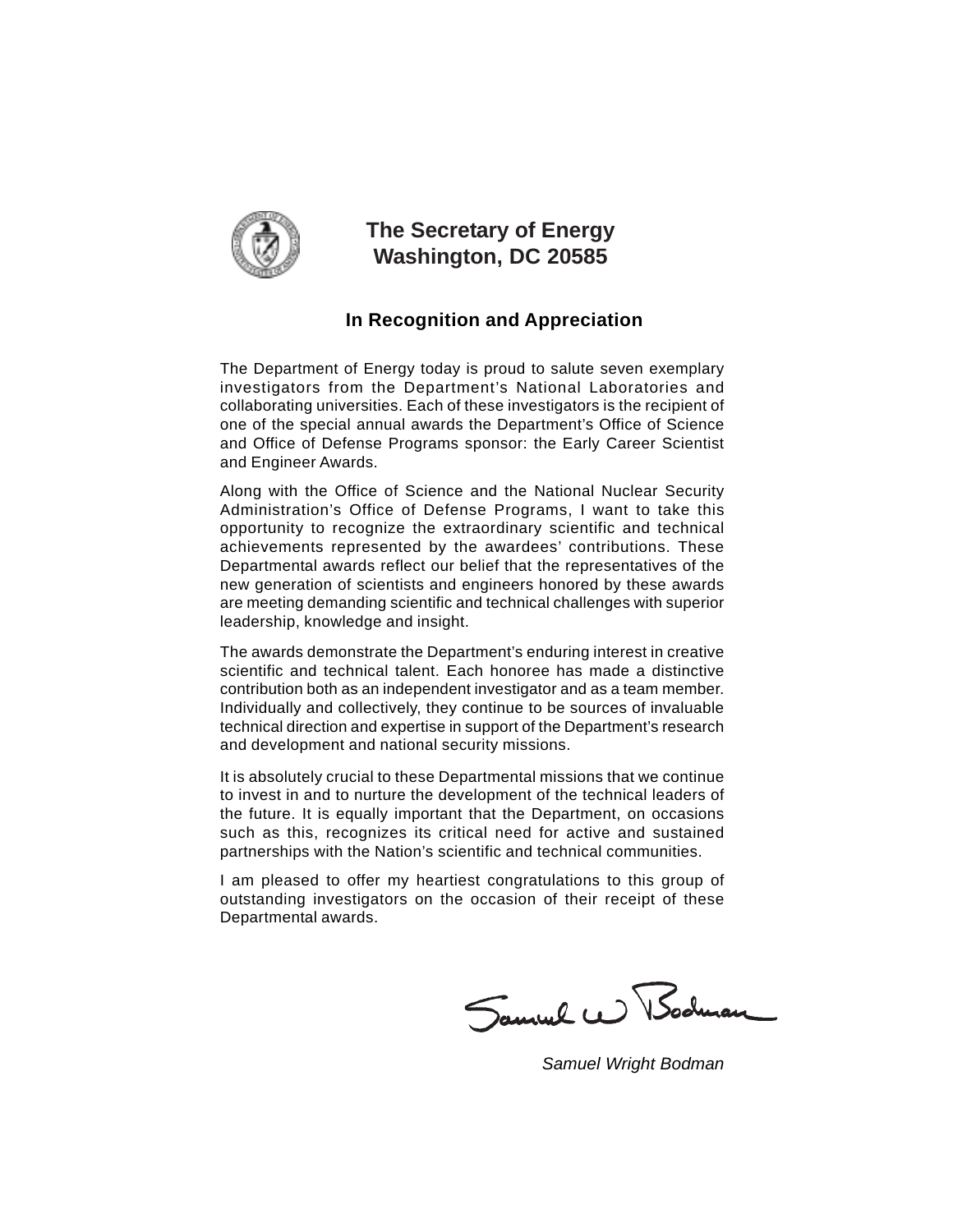# The Secretary of Energy
# Washington, DC 20585

## In Recognition and Appreciation

The Department of Energy today is proud to salute seven exemplary investigators from the Department's National Laboratories and collaborating universities. Each of these investigators is the recipient of one of the special annual awards the Department's Office of Science and Office of Defense Programs sponsor: the Early Career Scientist and Engineer Awards.

Along with the Office of Science and the National Nuclear Security Administration's Office of Defense Programs, I want to take this opportunity to recognize the extraordinary scientific and technical achievements represented by the awardees' contributions. These Departmental awards reflect our belief that the representatives of the new generation of scientists and engineers honored by these awards are meeting demanding scientific and technical challenges with superior leadership, knowledge and insight.

The awards demonstrate the Department's enduring interest in creative scientific and technical talent. Each honoree has made a distinctive contribution both as an independent investigator and as a team member. Individually and collectively, they continue to be sources of invaluable technical direction and expertise in support of the Department's research and development and national security missions.

It is absolutely crucial to these Departmental missions that we continue to invest in and to nurture the development of the technical leaders of the future. It is equally important that the Department, on occasions such as this, recognizes its critical need for active and sustained partnerships with the Nation's scientific and technical communities.

I am pleased to offer my heartiest congratulations to this group of outstanding investigators on the occasion of their receipt of these Departmental awards.

*Samuel Wright Bodman*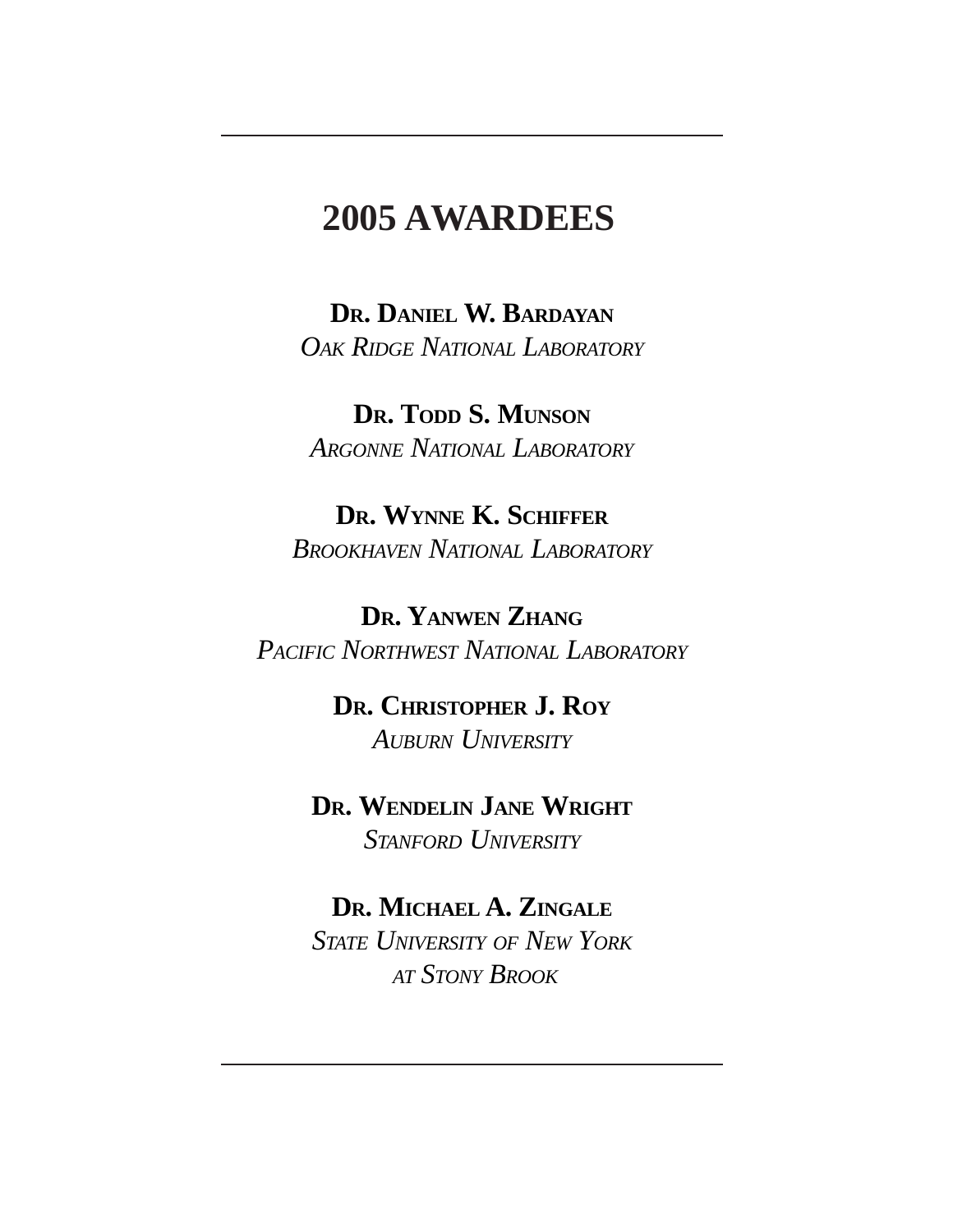# 2005 AWARDEES

**DR. DANIEL W. BARDAYAN**
*OAK RIDGE NATIONAL LABORATORY*

**DR. TODD S. MUNSON**
*ARGONNE NATIONAL LABORATORY*

**DR. WYNNE K. SCHIFFER**
*BROOKHAVEN NATIONAL LABORATORY*

**DR. YANWEN ZHANG**
*PACIFIC NORTHWEST NATIONAL LABORATORY*

**DR. CHRISTOPHER J. ROY**
*AUBURN UNIVERSITY*

**DR. WENDELIN JANE WRIGHT**
*STANFORD UNIVERSITY*

**DR. MICHAEL A. ZINGALE**
*STATE UNIVERSITY OF NEW YORK AT STONY BROOK*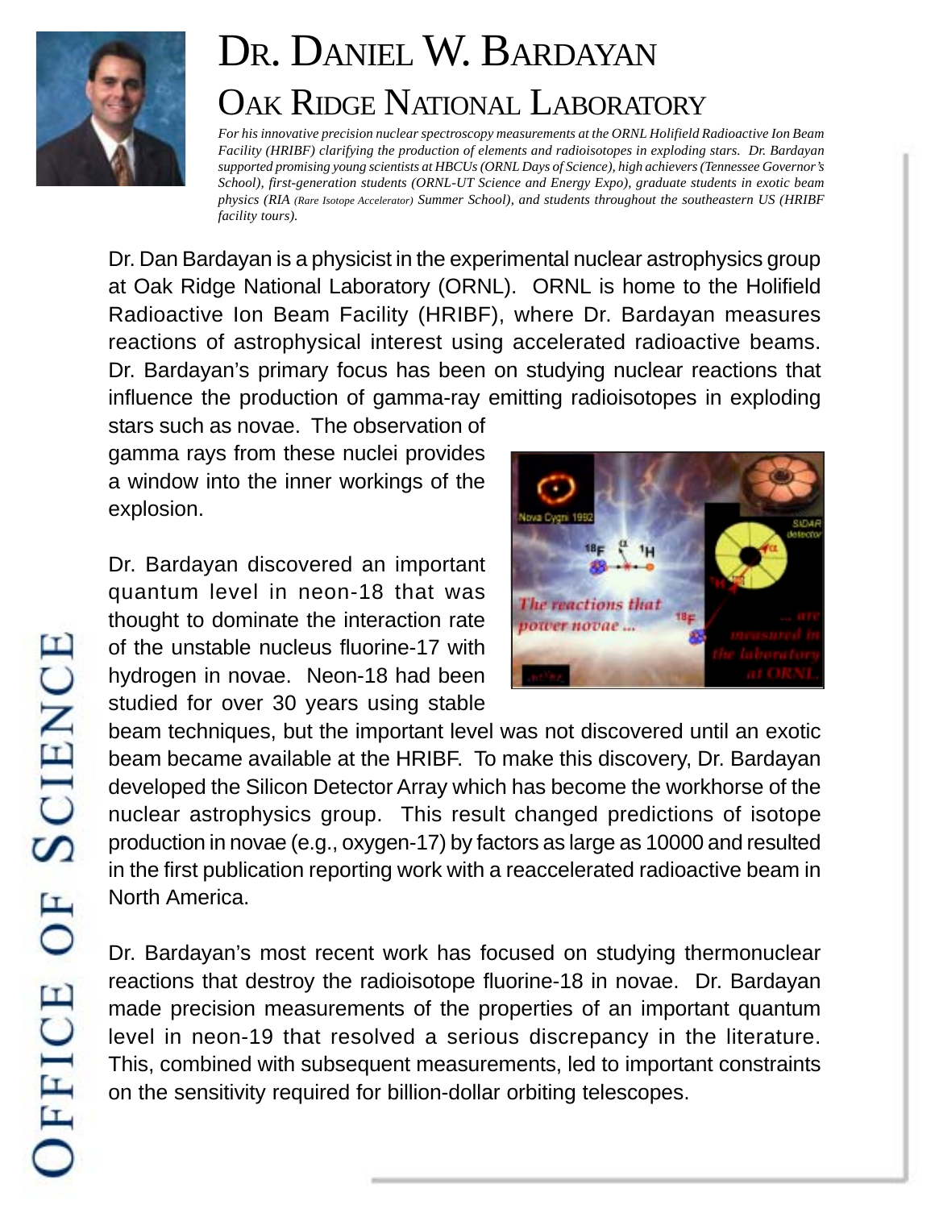# Dr. Daniel W. Bardayan

## Oak Ridge National Laboratory

*For his innovative precision nuclear spectroscopy measurements at the ORNL Holifield Radioactive Ion Beam Facility (HRIBF) clarifying the production of elements and radioisotopes in exploding stars. Dr. Bardayan supported promising young scientists at HBCUs (ORNL Days of Science), high achievers (Tennessee Governor's School), first-generation students (ORNL-UT Science and Energy Expo), graduate students in exotic beam physics (RIA (Rare Isotope Accelerator) Summer School), and students throughout the southeastern US (HRIBF facility tours).*

Dr. Dan Bardayan is a physicist in the experimental nuclear astrophysics group at Oak Ridge National Laboratory (ORNL). ORNL is home to the Holifield Radioactive Ion Beam Facility (HRIBF), where Dr. Bardayan measures reactions of astrophysical interest using accelerated radioactive beams. Dr. Bardayan's primary focus has been on studying nuclear reactions that influence the production of gamma-ray emitting radioisotopes in exploding stars such as novae. The observation of gamma rays from these nuclei provides a window into the inner workings of the explosion.

Dr. Bardayan discovered an important quantum level in neon-18 that was thought to dominate the interaction rate of the unstable nucleus fluorine-17 with hydrogen in novae. Neon-18 had been studied for over 30 years using stable beam techniques, but the important level was not discovered until an exotic beam became available at the HRIBF. To make this discovery, Dr. Bardayan developed the Silicon Detector Array which has become the workhorse of the nuclear astrophysics group. This result changed predictions of isotope production in novae (e.g., oxygen-17) by factors as large as 10000 and resulted in the first publication reporting work with a reaccelerated radioactive beam in North America.

Dr. Bardayan's most recent work has focused on studying thermonuclear reactions that destroy the radioisotope fluorine-18 in novae. Dr. Bardayan made precision measurements of the properties of an important quantum level in neon-19 that resolved a serious discrepancy in the literature. This, combined with subsequent measurements, led to important constraints on the sensitivity required for billion-dollar orbiting telescopes.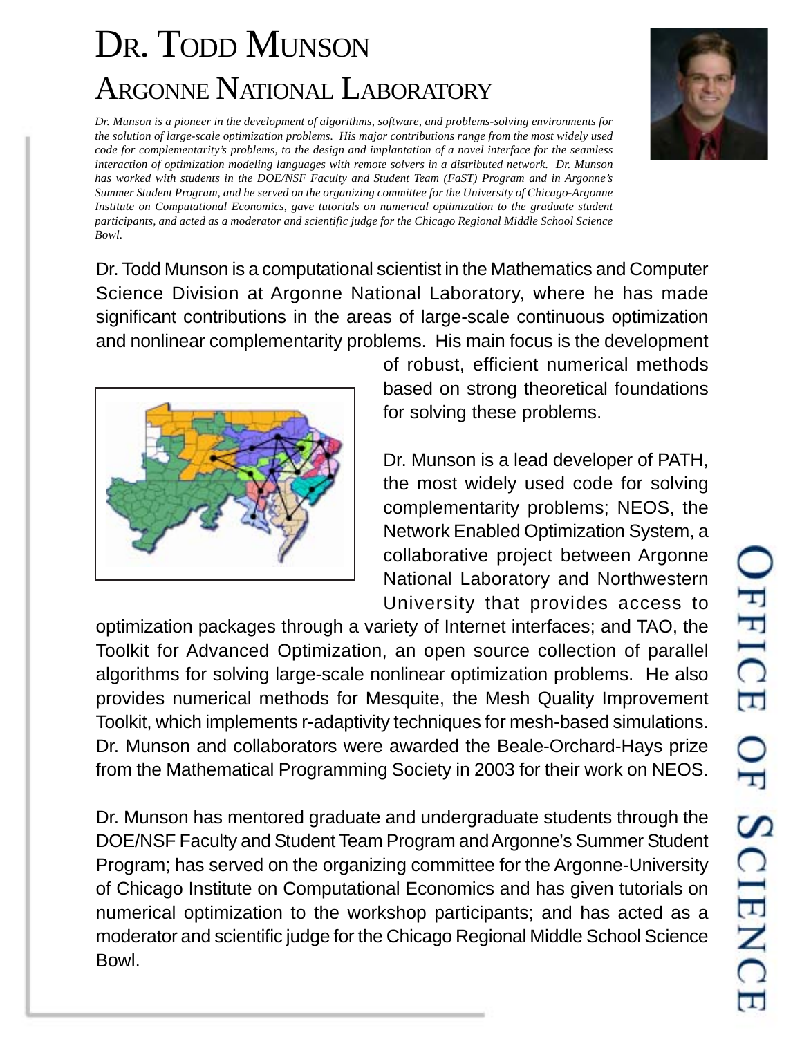# Dr. Todd Munson

## Argonne National Laboratory

*Dr. Munson is a pioneer in the development of algorithms, software, and problems-solving environments for the solution of large-scale optimization problems. His major contributions range from the most widely used code for complementarity's problems, to the design and implantation of a novel interface for the seamless interaction of optimization modeling languages with remote solvers in a distributed network. Dr. Munson has worked with students in the DOE/NSF Faculty and Student Team (FaST) Program and in Argonne's Summer Student Program, and he served on the organizing committee for the University of Chicago-Argonne Institute on Computational Economics, gave tutorials on numerical optimization to the graduate student participants, and acted as a moderator and scientific judge for the Chicago Regional Middle School Science Bowl.*

Dr. Todd Munson is a computational scientist in the Mathematics and Computer Science Division at Argonne National Laboratory, where he has made significant contributions in the areas of large-scale continuous optimization and nonlinear complementarity problems. His main focus is the development of robust, efficient numerical methods based on strong theoretical foundations for solving these problems.

Dr. Munson is a lead developer of PATH, the most widely used code for solving complementarity problems; NEOS, the Network Enabled Optimization System, a collaborative project between Argonne National Laboratory and Northwestern University that provides access to optimization packages through a variety of Internet interfaces; and TAO, the Toolkit for Advanced Optimization, an open source collection of parallel algorithms for solving large-scale nonlinear optimization problems. He also provides numerical methods for Mesquite, the Mesh Quality Improvement Toolkit, which implements r-adaptivity techniques for mesh-based simulations. Dr. Munson and collaborators were awarded the Beale-Orchard-Hays prize from the Mathematical Programming Society in 2003 for their work on NEOS.

Dr. Munson has mentored graduate and undergraduate students through the DOE/NSF Faculty and Student Team Program and Argonne's Summer Student Program; has served on the organizing committee for the Argonne-University of Chicago Institute on Computational Economics and has given tutorials on numerical optimization to the workshop participants; and has acted as a moderator and scientific judge for the Chicago Regional Middle School Science Bowl.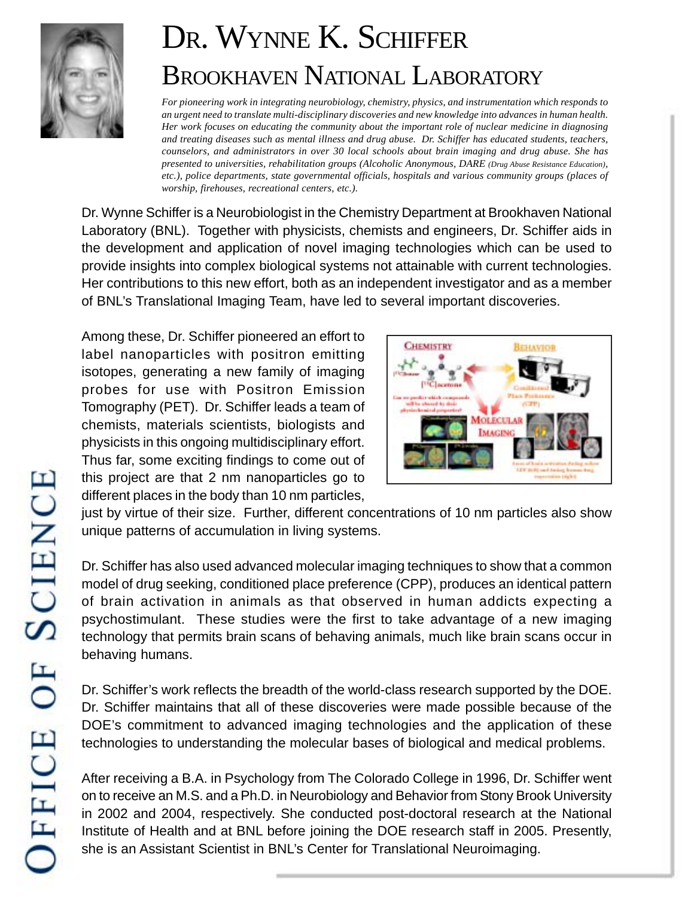# Dr. Wynne K. Schiffer

## Brookhaven National Laboratory

*For pioneering work in integrating neurobiology, chemistry, physics, and instrumentation which responds to an urgent need to translate multi-disciplinary discoveries and new knowledge into advances in human health. Her work focuses on educating the community about the important role of nuclear medicine in diagnosing and treating diseases such as mental illness and drug abuse. Dr. Schiffer has educated students, teachers, counselors, and administrators in over 30 local schools about brain imaging and drug abuse. She has presented to universities, rehabilitation groups (Alcoholic Anonymous, DARE (Drug Abuse Resistance Education), etc.), police departments, state governmental officials, hospitals and various community groups (places of worship, firehouses, recreational centers, etc.).*

Dr. Wynne Schiffer is a Neurobiologist in the Chemistry Department at Brookhaven National Laboratory (BNL). Together with physicists, chemists and engineers, Dr. Schiffer aids in the development and application of novel imaging technologies which can be used to provide insights into complex biological systems not attainable with current technologies. Her contributions to this new effort, both as an independent investigator and as a member of BNL's Translational Imaging Team, have led to several important discoveries.

Among these, Dr. Schiffer pioneered an effort to label nanoparticles with positron emitting isotopes, generating a new family of imaging probes for use with Positron Emission Tomography (PET). Dr. Schiffer leads a team of chemists, materials scientists, biologists and physicists in this ongoing multidisciplinary effort. Thus far, some exciting findings to come out of this project are that 2 nm nanoparticles go to different places in the body than 10 nm particles, just by virtue of their size. Further, different concentrations of 10 nm particles also show unique patterns of accumulation in living systems.

Dr. Schiffer has also used advanced molecular imaging techniques to show that a common model of drug seeking, conditioned place preference (CPP), produces an identical pattern of brain activation in animals as that observed in human addicts expecting a psychostimulant. These studies were the first to take advantage of a new imaging technology that permits brain scans of behaving animals, much like brain scans occur in behaving humans.

Dr. Schiffer's work reflects the breadth of the world-class research supported by the DOE. Dr. Schiffer maintains that all of these discoveries were made possible because of the DOE's commitment to advanced imaging technologies and the application of these technologies to understanding the molecular bases of biological and medical problems.

After receiving a B.A. in Psychology from The Colorado College in 1996, Dr. Schiffer went on to receive an M.S. and a Ph.D. in Neurobiology and Behavior from Stony Brook University in 2002 and 2004, respectively. She conducted post-doctoral research at the National Institute of Health and at BNL before joining the DOE research staff in 2005. Presently, she is an Assistant Scientist in BNL's Center for Translational Neuroimaging.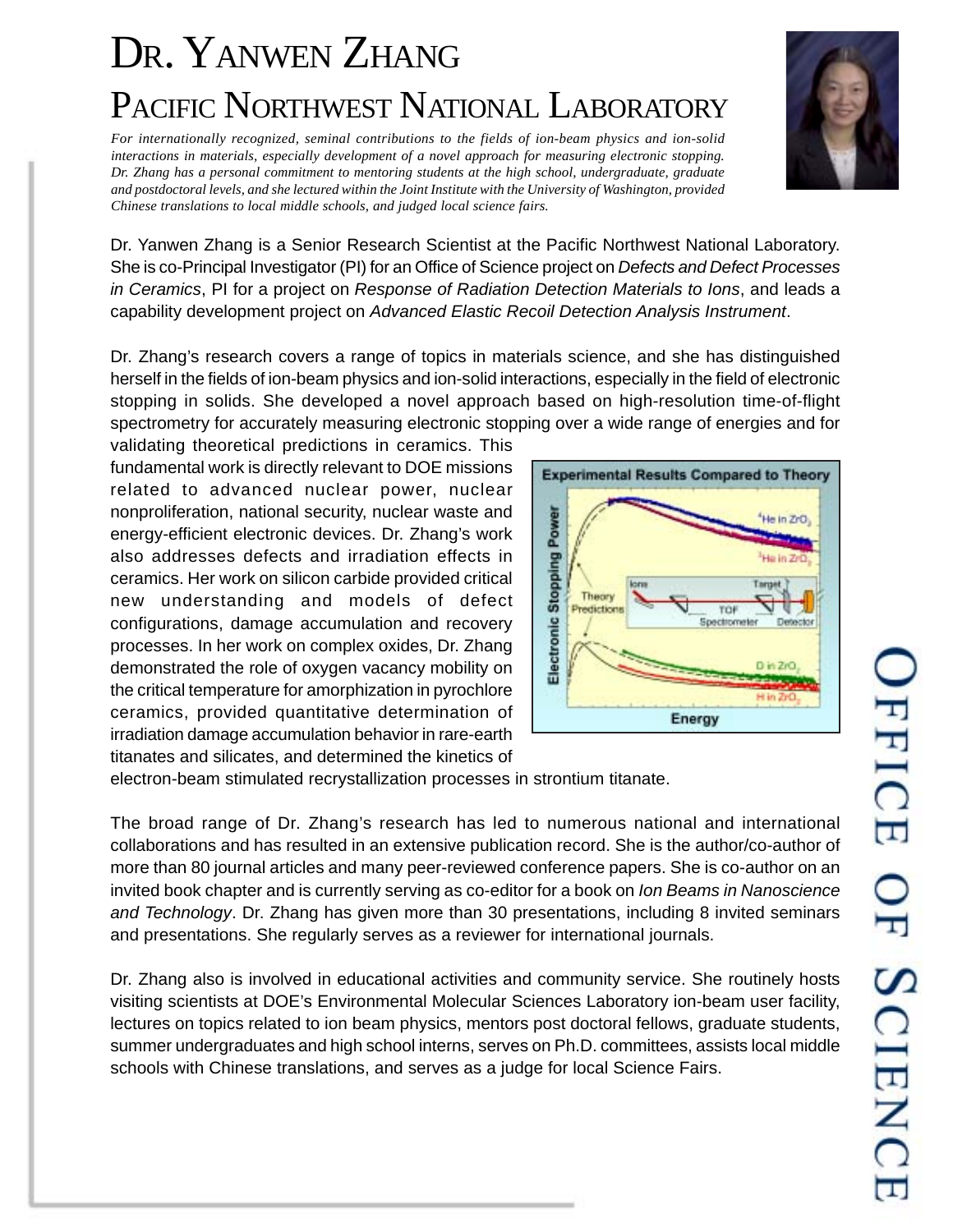# Dr. Yanwen Zhang

# Pacific Northwest National Laboratory

*For internationally recognized, seminal contributions to the fields of ion-beam physics and ion-solid interactions in materials, especially development of a novel approach for measuring electronic stopping. Dr. Zhang has a personal commitment to mentoring students at the high school, undergraduate, graduate and postdoctoral levels, and she lectured within the Joint Institute with the University of Washington, provided Chinese translations to local middle schools, and judged local science fairs.*

Dr. Yanwen Zhang is a Senior Research Scientist at the Pacific Northwest National Laboratory. She is co-Principal Investigator (PI) for an Office of Science project on *Defects and Defect Processes in Ceramics*, PI for a project on *Response of Radiation Detection Materials to Ions*, and leads a capability development project on *Advanced Elastic Recoil Detection Analysis Instrument*.

Dr. Zhang's research covers a range of topics in materials science, and she has distinguished herself in the fields of ion-beam physics and ion-solid interactions, especially in the field of electronic stopping in solids. She developed a novel approach based on high-resolution time-of-flight spectrometry for accurately measuring electronic stopping over a wide range of energies and for validating theoretical predictions in ceramics. This fundamental work is directly relevant to DOE missions related to advanced nuclear power, nuclear nonproliferation, national security, nuclear waste and energy-efficient electronic devices. Dr. Zhang's work also addresses defects and irradiation effects in ceramics. Her work on silicon carbide provided critical new understanding and models of defect configurations, damage accumulation and recovery processes. In her work on complex oxides, Dr. Zhang demonstrated the role of oxygen vacancy mobility on the critical temperature for amorphization in pyrochlore ceramics, provided quantitative determination of irradiation damage accumulation behavior in rare-earth titanates and silicates, and determined the kinetics of electron-beam stimulated recrystallization processes in strontium titanate.

The broad range of Dr. Zhang's research has led to numerous national and international collaborations and has resulted in an extensive publication record. She is the author/co-author of more than 80 journal articles and many peer-reviewed conference papers. She is co-author on an invited book chapter and is currently serving as co-editor for a book on *Ion Beams in Nanoscience and Technology*. Dr. Zhang has given more than 30 presentations, including 8 invited seminars and presentations. She regularly serves as a reviewer for international journals.

Dr. Zhang also is involved in educational activities and community service. She routinely hosts visiting scientists at DOE's Environmental Molecular Sciences Laboratory ion-beam user facility, lectures on topics related to ion beam physics, mentors post doctoral fellows, graduate students, summer undergraduates and high school interns, serves on Ph.D. committees, assists local middle schools with Chinese translations, and serves as a judge for local Science Fairs.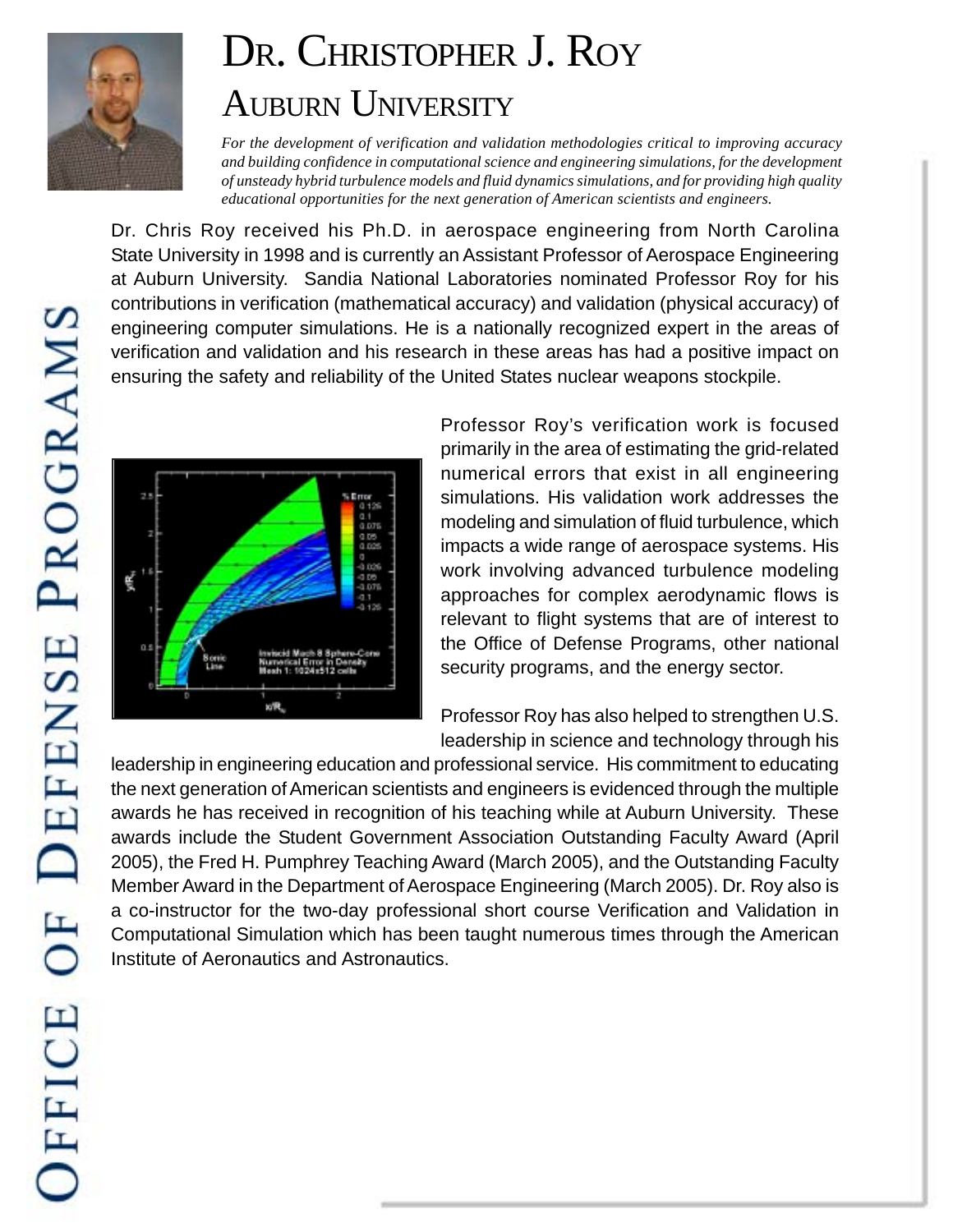# Dr. Christopher J. Roy

## Auburn University

*For the development of verification and validation methodologies critical to improving accuracy and building confidence in computational science and engineering simulations, for the development of unsteady hybrid turbulence models and fluid dynamics simulations, and for providing high quality educational opportunities for the next generation of American scientists and engineers.*

Dr. Chris Roy received his Ph.D. in aerospace engineering from North Carolina State University in 1998 and is currently an Assistant Professor of Aerospace Engineering at Auburn University. Sandia National Laboratories nominated Professor Roy for his contributions in verification (mathematical accuracy) and validation (physical accuracy) of engineering computer simulations. He is a nationally recognized expert in the areas of verification and validation and his research in these areas has had a positive impact on ensuring the safety and reliability of the United States nuclear weapons stockpile.

Professor Roy's verification work is focused primarily in the area of estimating the grid-related numerical errors that exist in all engineering simulations. His validation work addresses the modeling and simulation of fluid turbulence, which impacts a wide range of aerospace systems. His work involving advanced turbulence modeling approaches for complex aerodynamic flows is relevant to flight systems that are of interest to the Office of Defense Programs, other national security programs, and the energy sector.

Professor Roy has also helped to strengthen U.S. leadership in science and technology through his leadership in engineering education and professional service. His commitment to educating the next generation of American scientists and engineers is evidenced through the multiple awards he has received in recognition of his teaching while at Auburn University. These awards include the Student Government Association Outstanding Faculty Award (April 2005), the Fred H. Pumphrey Teaching Award (March 2005), and the Outstanding Faculty Member Award in the Department of Aerospace Engineering (March 2005). Dr. Roy also is a co-instructor for the two-day professional short course Verification and Validation in Computational Simulation which has been taught numerous times through the American Institute of Aeronautics and Astronautics.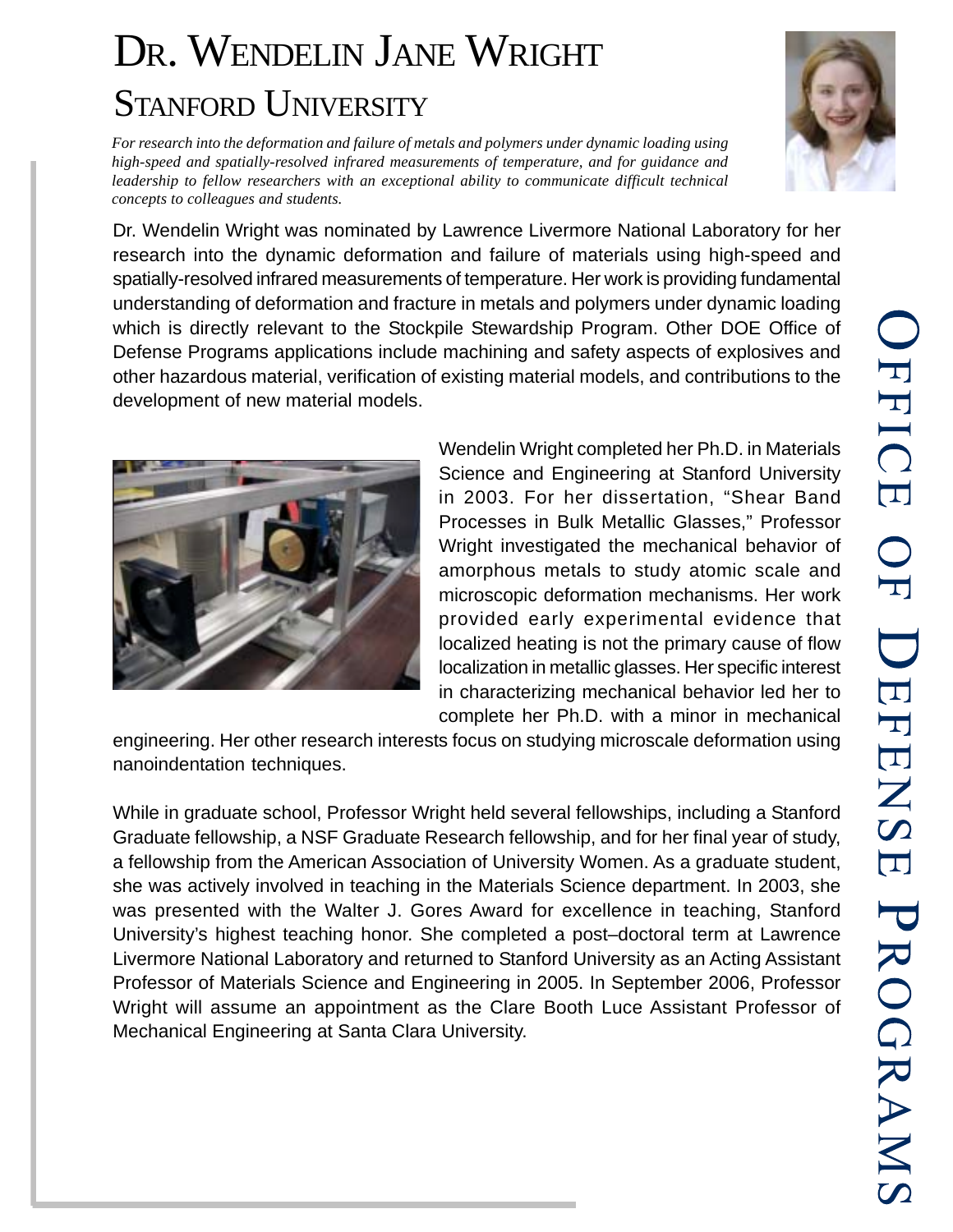# Dr. Wendelin Jane Wright

## Stanford University

*For research into the deformation and failure of metals and polymers under dynamic loading using high-speed and spatially-resolved infrared measurements of temperature, and for guidance and leadership to fellow researchers with an exceptional ability to communicate difficult technical concepts to colleagues and students.*

Dr. Wendelin Wright was nominated by Lawrence Livermore National Laboratory for her research into the dynamic deformation and failure of materials using high-speed and spatially-resolved infrared measurements of temperature. Her work is providing fundamental understanding of deformation and fracture in metals and polymers under dynamic loading which is directly relevant to the Stockpile Stewardship Program. Other DOE Office of Defense Programs applications include machining and safety aspects of explosives and other hazardous material, verification of existing material models, and contributions to the development of new material models.

Wendelin Wright completed her Ph.D. in Materials Science and Engineering at Stanford University in 2003. For her dissertation, "Shear Band Processes in Bulk Metallic Glasses," Professor Wright investigated the mechanical behavior of amorphous metals to study atomic scale and microscopic deformation mechanisms. Her work provided early experimental evidence that localized heating is not the primary cause of flow localization in metallic glasses. Her specific interest in characterizing mechanical behavior led her to complete her Ph.D. with a minor in mechanical engineering. Her other research interests focus on studying microscale deformation using nanoindentation techniques.

While in graduate school, Professor Wright held several fellowships, including a Stanford Graduate fellowship, a NSF Graduate Research fellowship, and for her final year of study, a fellowship from the American Association of University Women. As a graduate student, she was actively involved in teaching in the Materials Science department. In 2003, she was presented with the Walter J. Gores Award for excellence in teaching, Stanford University's highest teaching honor. She completed a post–doctoral term at Lawrence Livermore National Laboratory and returned to Stanford University as an Acting Assistant Professor of Materials Science and Engineering in 2005. In September 2006, Professor Wright will assume an appointment as the Clare Booth Luce Assistant Professor of Mechanical Engineering at Santa Clara University.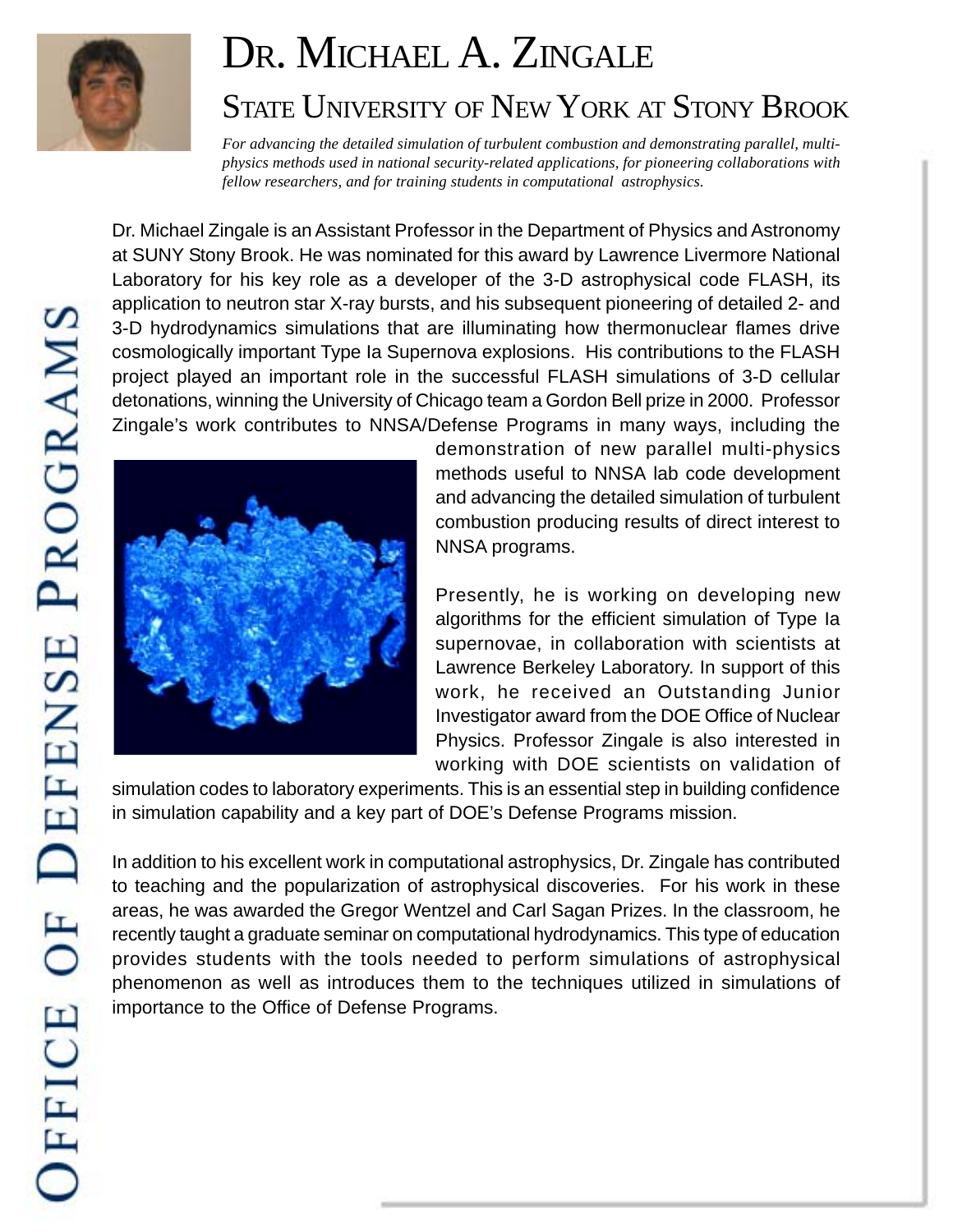# Dr. Michael A. Zingale

## State University of New York at Stony Brook

*For advancing the detailed simulation of turbulent combustion and demonstrating parallel, multi-physics methods used in national security-related applications, for pioneering collaborations with fellow researchers, and for training students in computational astrophysics.*

Dr. Michael Zingale is an Assistant Professor in the Department of Physics and Astronomy at SUNY Stony Brook. He was nominated for this award by Lawrence Livermore National Laboratory for his key role as a developer of the 3-D astrophysical code FLASH, its application to neutron star X-ray bursts, and his subsequent pioneering of detailed 2- and 3-D hydrodynamics simulations that are illuminating how thermonuclear flames drive cosmologically important Type Ia Supernova explosions. His contributions to the FLASH project played an important role in the successful FLASH simulations of 3-D cellular detonations, winning the University of Chicago team a Gordon Bell prize in 2000. Professor Zingale's work contributes to NNSA/Defense Programs in many ways, including the demonstration of new parallel multi-physics methods useful to NNSA lab code development and advancing the detailed simulation of turbulent combustion producing results of direct interest to NNSA programs.

Presently, he is working on developing new algorithms for the efficient simulation of Type Ia supernovae, in collaboration with scientists at Lawrence Berkeley Laboratory. In support of this work, he received an Outstanding Junior Investigator award from the DOE Office of Nuclear Physics. Professor Zingale is also interested in working with DOE scientists on validation of simulation codes to laboratory experiments. This is an essential step in building confidence in simulation capability and a key part of DOE's Defense Programs mission.

In addition to his excellent work in computational astrophysics, Dr. Zingale has contributed to teaching and the popularization of astrophysical discoveries. For his work in these areas, he was awarded the Gregor Wentzel and Carl Sagan Prizes. In the classroom, he recently taught a graduate seminar on computational hydrodynamics. This type of education provides students with the tools needed to perform simulations of astrophysical phenomenon as well as introduces them to the techniques utilized in simulations of importance to the Office of Defense Programs.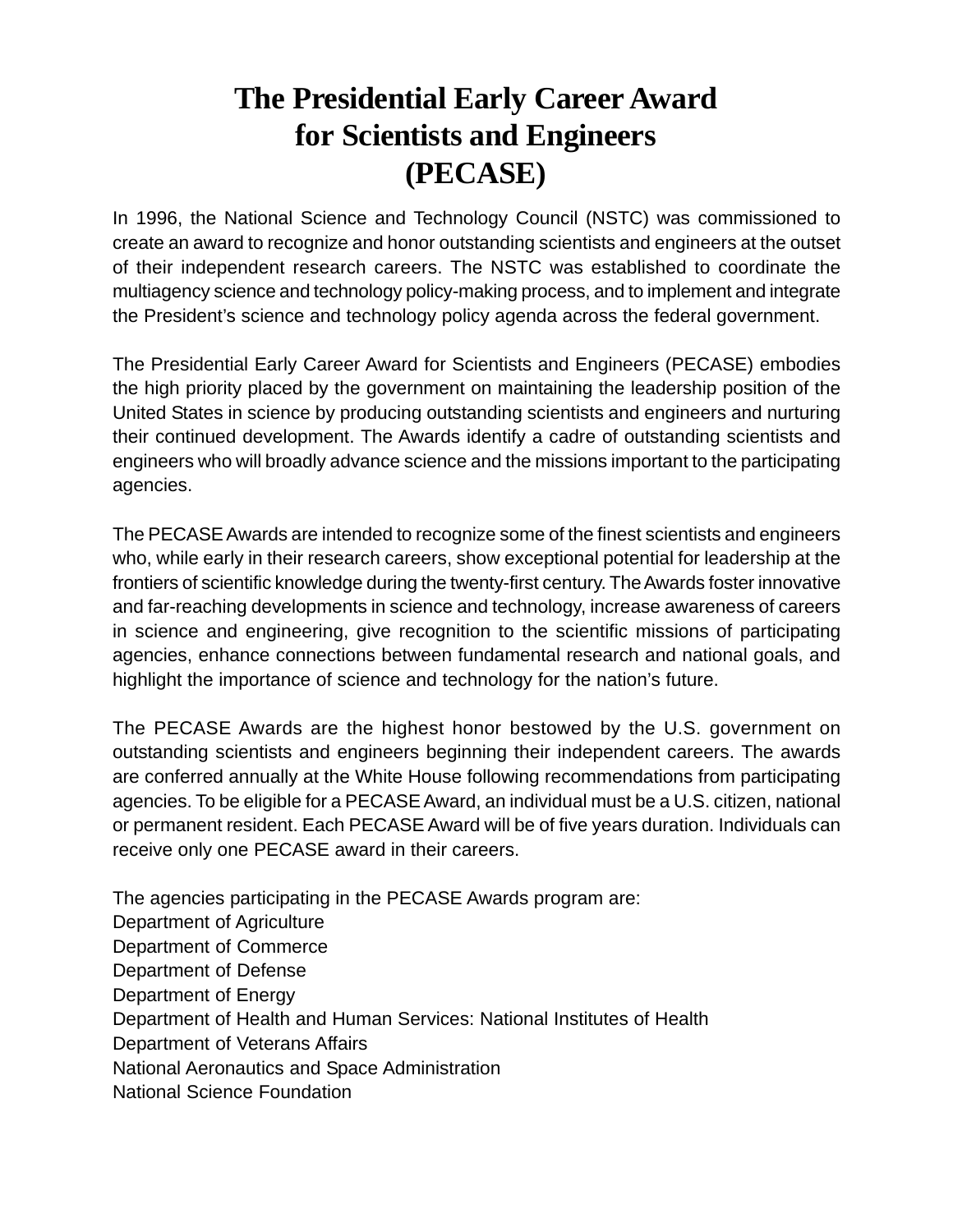# The Presidential Early Career Award for Scientists and Engineers (PECASE)

In 1996, the National Science and Technology Council (NSTC) was commissioned to create an award to recognize and honor outstanding scientists and engineers at the outset of their independent research careers. The NSTC was established to coordinate the multiagency science and technology policy-making process, and to implement and integrate the President's science and technology policy agenda across the federal government.

The Presidential Early Career Award for Scientists and Engineers (PECASE) embodies the high priority placed by the government on maintaining the leadership position of the United States in science by producing outstanding scientists and engineers and nurturing their continued development. The Awards identify a cadre of outstanding scientists and engineers who will broadly advance science and the missions important to the participating agencies.

The PECASE Awards are intended to recognize some of the finest scientists and engineers who, while early in their research careers, show exceptional potential for leadership at the frontiers of scientific knowledge during the twenty-first century. The Awards foster innovative and far-reaching developments in science and technology, increase awareness of careers in science and engineering, give recognition to the scientific missions of participating agencies, enhance connections between fundamental research and national goals, and highlight the importance of science and technology for the nation's future.

The PECASE Awards are the highest honor bestowed by the U.S. government on outstanding scientists and engineers beginning their independent careers. The awards are conferred annually at the White House following recommendations from participating agencies. To be eligible for a PECASE Award, an individual must be a U.S. citizen, national or permanent resident. Each PECASE Award will be of five years duration. Individuals can receive only one PECASE award in their careers.

The agencies participating in the PECASE Awards program are:
Department of Agriculture
Department of Commerce
Department of Defense
Department of Energy
Department of Health and Human Services: National Institutes of Health
Department of Veterans Affairs
National Aeronautics and Space Administration
National Science Foundation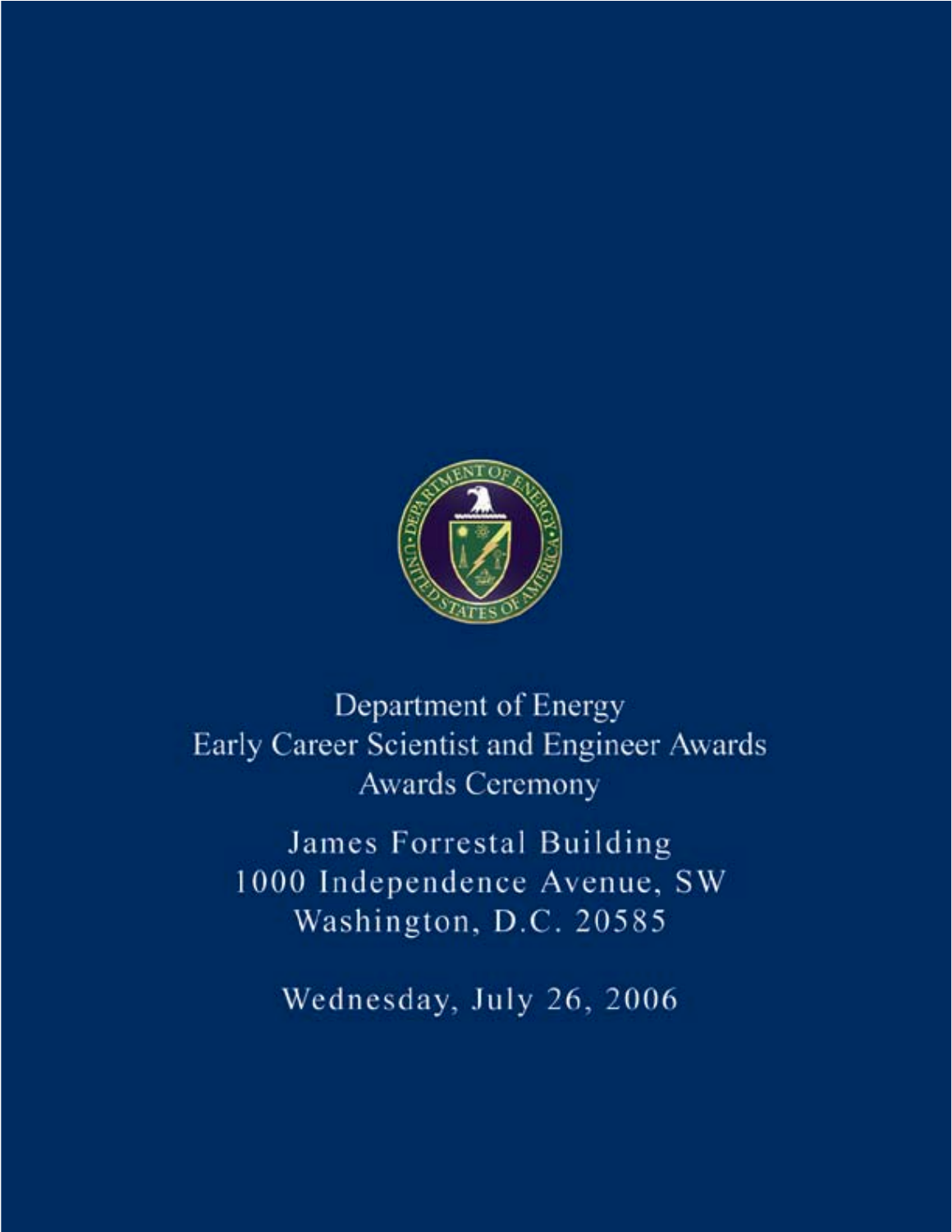Department of Energy
Early Career Scientist and Engineer Awards
Awards Ceremony

James Forrestal Building
1000 Independence Avenue, SW
Washington, D.C. 20585

Wednesday, July 26, 2006